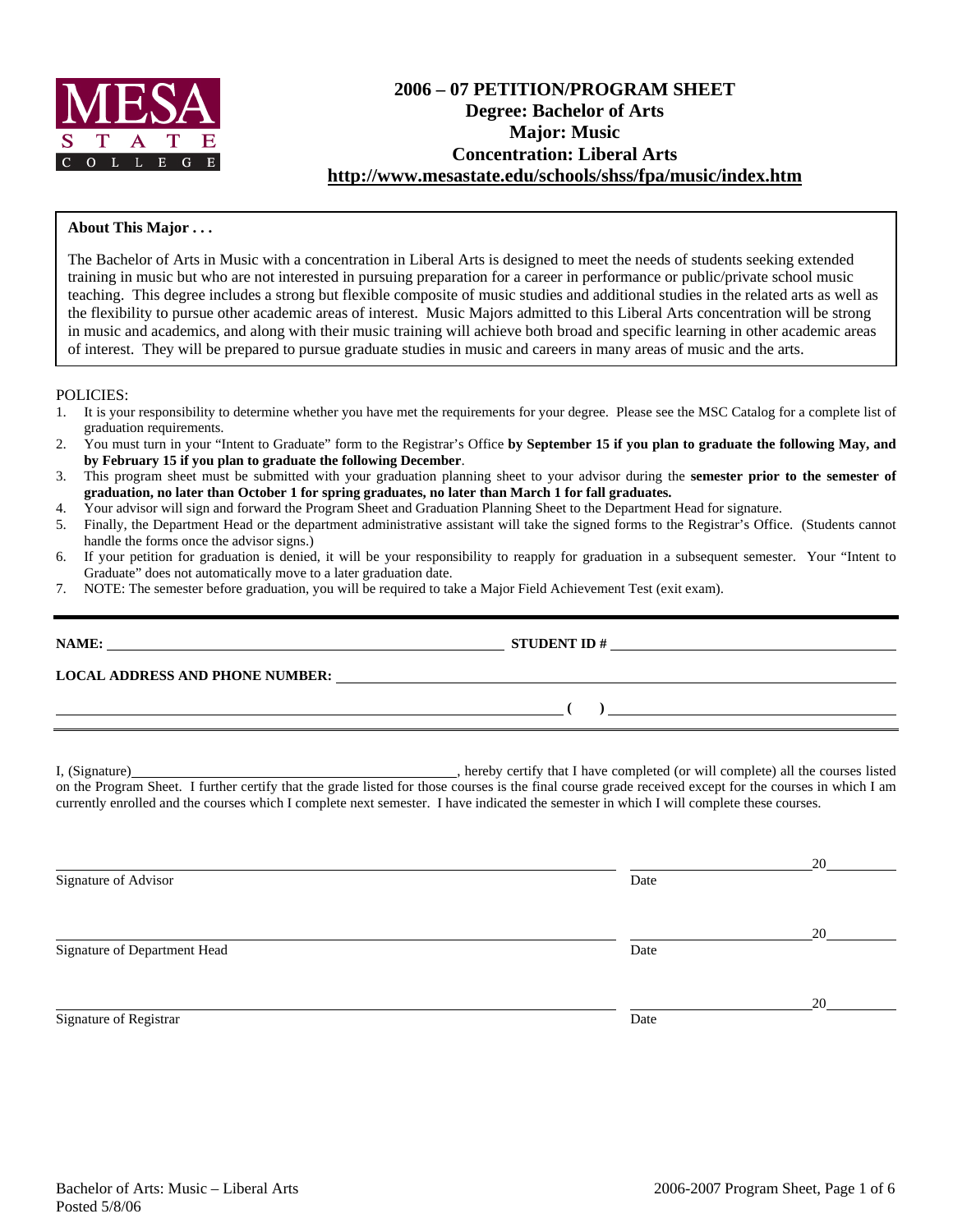MESA STATE COLLEGE

# 2006 – 07 PETITION/PROGRAM SHEET
## Degree: Bachelor of Arts
## Major: Music
## Concentration: Liberal Arts
**http://www.mesastate.edu/schools/shss/fpa/music/index.htm**

**About This Major . . .**

The Bachelor of Arts in Music with a concentration in Liberal Arts is designed to meet the needs of students seeking extended training in music but who are not interested in pursuing preparation for a career in performance or public/private school music teaching. This degree includes a strong but flexible composite of music studies and additional studies in the related arts as well as the flexibility to pursue other academic areas of interest. Music Majors admitted to this Liberal Arts concentration will be strong in music and academics, and along with their music training will achieve both broad and specific learning in other academic areas of interest. They will be prepared to pursue graduate studies in music and careers in many areas of music and the arts.

POLICIES:

1. It is your responsibility to determine whether you have met the requirements for your degree. Please see the MSC Catalog for a complete list of graduation requirements.
2. You must turn in your "Intent to Graduate" form to the Registrar's Office **by September 15 if you plan to graduate the following May, and by February 15 if you plan to graduate the following December**.
3. This program sheet must be submitted with your graduation planning sheet to your advisor during the **semester prior to the semester of graduation, no later than October 1 for spring graduates, no later than March 1 for fall graduates.**
4. Your advisor will sign and forward the Program Sheet and Graduation Planning Sheet to the Department Head for signature.
5. Finally, the Department Head or the department administrative assistant will take the signed forms to the Registrar's Office. (Students cannot handle the forms once the advisor signs.)
6. If your petition for graduation is denied, it will be your responsibility to reapply for graduation in a subsequent semester. Your "Intent to Graduate" does not automatically move to a later graduation date.
7. NOTE: The semester before graduation, you will be required to take a Major Field Achievement Test (exit exam).

---

**NAME:** ______________________________ **STUDENT ID #** ______________________________

**LOCAL ADDRESS AND PHONE NUMBER:** ______________________________

______________________________ **(     )** ______________________________

I, (Signature)______________________________, hereby certify that I have completed (or will complete) all the courses listed on the Program Sheet. I further certify that the grade listed for those courses is the final course grade received except for the courses in which I am currently enrolled and the courses which I complete next semester. I have indicated the semester in which I will complete these courses.

______________________________ ______________ 20______
Signature of Advisor Date

______________________________ ______________ 20______
Signature of Department Head Date

______________________________ ______________ 20______
Signature of Registrar Date

Bachelor of Arts: Music – Liberal Arts
Posted 5/8/06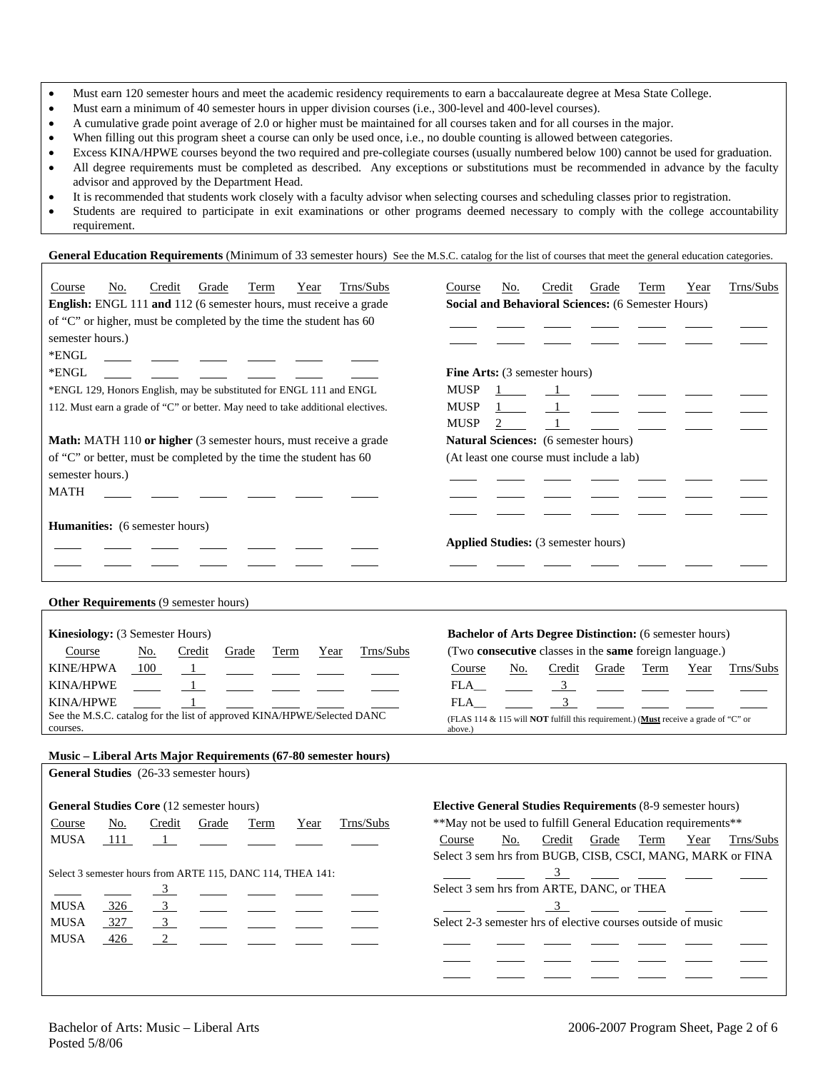- Must earn 120 semester hours and meet the academic residency requirements to earn a baccalaureate degree at Mesa State College.
- Must earn a minimum of 40 semester hours in upper division courses (i.e., 300-level and 400-level courses).
- A cumulative grade point average of 2.0 or higher must be maintained for all courses taken and for all courses in the major.
- When filling out this program sheet a course can only be used once, i.e., no double counting is allowed between categories.
- Excess KINA/HPWE courses beyond the two required and pre-collegiate courses (usually numbered below 100) cannot be used for graduation.
- All degree requirements must be completed as described. Any exceptions or substitutions must be recommended in advance by the faculty advisor and approved by the Department Head.
- It is recommended that students work closely with a faculty advisor when selecting courses and scheduling classes prior to registration.
- Students are required to participate in exit examinations or other programs deemed necessary to comply with the college accountability requirement.

**General Education Requirements** (Minimum of 33 semester hours) See the M.S.C. catalog for the list of courses that meet the general education categories.

**English:** ENGL 111 **and** 112 (6 semester hours, must receive a grade of "C" or higher, must be completed by the time the student has 60 semester hours.)

| Course | No. | Credit | Grade | Term | Year | Trns/Subs |
|---|---|---|---|---|---|---|
| *ENGL | | | | | | |
| *ENGL | | | | | | |

*ENGL 129, Honors English, may be substituted for ENGL 111 and ENGL 112. Must earn a grade of "C" or better. May need to take additional electives.

**Math:** MATH 110 **or higher** (3 semester hours, must receive a grade of "C" or better, must be completed by the time the student has 60 semester hours.)

| Course | No. | Credit | Grade | Term | Year | Trns/Subs |
|---|---|---|---|---|---|---|
| MATH | | | | | | |

**Humanities:** (6 semester hours)

| Course | No. | Credit | Grade | Term | Year | Trns/Subs |
|---|---|---|---|---|---|---|
| | | | | | | |
| | | | | | | |

**Social and Behavioral Sciences:** (6 Semester Hours)

| Course | No. | Credit | Grade | Term | Year | Trns/Subs |
|---|---|---|---|---|---|---|
| | | | | | | |
| | | | | | | |

**Fine Arts:** (3 semester hours)

| Course | No. | Credit | Grade | Term | Year | Trns/Subs |
|---|---|---|---|---|---|---|
| MUSP | 1 | 1 | | | | |
| MUSP | 1 | 1 | | | | |
| MUSP | 2 | 1 | | | | |

**Natural Sciences:** (6 semester hours)
(At least one course must include a lab)

| Course | No. | Credit | Grade | Term | Year | Trns/Subs |
|---|---|---|---|---|---|---|
| | | | | | | |
| | | | | | | |
| | | | | | | |

**Applied Studies:** (3 semester hours)

| Course | No. | Credit | Grade | Term | Year | Trns/Subs |
|---|---|---|---|---|---|---|
| | | | | | | |

**Other Requirements** (9 semester hours)

**Kinesiology:** (3 Semester Hours)

| Course | No. | Credit | Grade | Term | Year | Trns/Subs |
|---|---|---|---|---|---|---|
| KINE/HPWA | 100 | 1 | | | | |
| KINA/HPWE | | 1 | | | | |
| KINA/HPWE | | 1 | | | | |

See the M.S.C. catalog for the list of approved KINA/HPWE/Selected DANC courses.

**Bachelor of Arts Degree Distinction:** (6 semester hours)
(Two **consecutive** classes in the **same** foreign language.)

| Course | No. | Credit | Grade | Term | Year | Trns/Subs |
|---|---|---|---|---|---|---|
| FLA__ | | 3 | | | | |
| FLA__ | | 3 | | | | |

(FLAS 114 & 115 will **NOT** fulfill this requirement.) (**Must** receive a grade of "C" or above.)

**Music – Liberal Arts Major Requirements (67-80 semester hours)**

**General Studies** (26-33 semester hours)

**General Studies Core** (12 semester hours)

| Course | No. | Credit | Grade | Term | Year | Trns/Subs |
|---|---|---|---|---|---|---|
| MUSA | 111 | 1 | | | | |

Select 3 semester hours from ARTE 115, DANC 114, THEA 141:

| Course | No. | Credit | Grade | Term | Year | Trns/Subs |
|---|---|---|---|---|---|---|
| | | 3 | | | | |
| MUSA | 326 | 3 | | | | |
| MUSA | 327 | 3 | | | | |
| MUSA | 426 | 2 | | | | |

**Elective General Studies Requirements** (8-9 semester hours)
**May not be used to fulfill General Education requirements**

Select 3 sem hrs from BUGB, CISB, CSCI, MANG, MARK or FINA

| Course | No. | Credit | Grade | Term | Year | Trns/Subs |
|---|---|---|---|---|---|---|
| | | 3 | | | | |

Select 3 sem hrs from ARTE, DANC, or THEA

| Course | No. | Credit | Grade | Term | Year | Trns/Subs |
|---|---|---|---|---|---|---|
| | | 3 | | | | |

Select 2-3 semester hrs of elective courses outside of music

| Course | No. | Credit | Grade | Term | Year | Trns/Subs |
|---|---|---|---|---|---|---|
| | | | | | | |
| | | | | | | |
| | | | | | | |

Bachelor of Arts: Music – Liberal Arts
Posted 5/8/06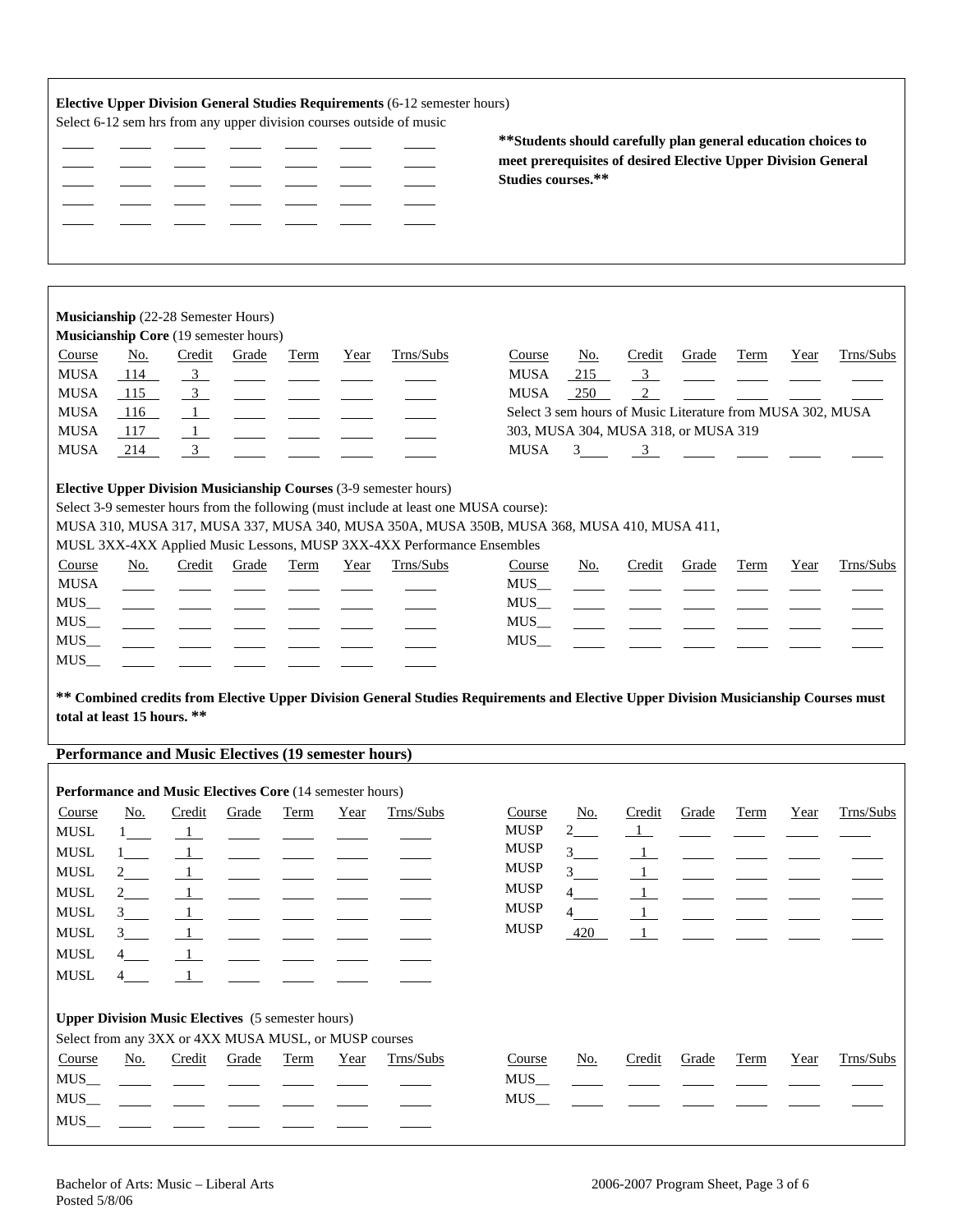**Elective Upper Division General Studies Requirements** (6-12 semester hours)

Select 6-12 sem hrs from any upper division courses outside of music

| | | | | | | |
|---|---|---|---|---|---|---|
| | | | | | | |
| | | | | | | |
| | | | | | | |
| | | | | | | |
| | | | | | | |

**\*\*Students should carefully plan general education choices to meet prerequisites of desired Elective Upper Division General Studies courses.\*\***

**Musicianship** (22-28 Semester Hours)

**Musicianship Core** (19 semester hours)

| Course | No. | Credit | Grade | Term | Year | Trns/Subs |
|---|---|---|---|---|---|---|
| MUSA | 114 | 3 | | | | |
| MUSA | 115 | 3 | | | | |
| MUSA | 116 | 1 | | | | |
| MUSA | 117 | 1 | | | | |
| MUSA | 214 | 3 | | | | |
| MUSA | 215 | 3 | | | | |
| MUSA | 250 | 2 | | | | |

Select 3 sem hours of Music Literature from MUSA 302, MUSA 303, MUSA 304, MUSA 318, or MUSA 319

| Course | No. | Credit | Grade | Term | Year | Trns/Subs |
|---|---|---|---|---|---|---|
| MUSA | 3\_\_\_ | 3 | | | | |

**Elective Upper Division Musicianship Courses** (3-9 semester hours)

Select 3-9 semester hours from the following (must include at least one MUSA course):
MUSA 310, MUSA 317, MUSA 337, MUSA 340, MUSA 350A, MUSA 350B, MUSA 368, MUSA 410, MUSA 411,
MUSL 3XX-4XX Applied Music Lessons, MUSP 3XX-4XX Performance Ensembles

| Course | No. | Credit | Grade | Term | Year | Trns/Subs |
|---|---|---|---|---|---|---|
| MUSA | | | | | | |
| MUS\_\_ | | | | | | |
| MUS\_\_ | | | | | | |
| MUS\_\_ | | | | | | |
| MUS\_\_ | | | | | | |
| MUS\_\_ | | | | | | |
| MUS\_\_ | | | | | | |
| MUS\_\_ | | | | | | |
| MUS\_\_ | | | | | | |

**\*\* Combined credits from Elective Upper Division General Studies Requirements and Elective Upper Division Musicianship Courses must total at least 15 hours. \*\***

## Performance and Music Electives (19 semester hours)

**Performance and Music Electives Core** (14 semester hours)

| Course | No. | Credit | Grade | Term | Year | Trns/Subs |
|---|---|---|---|---|---|---|
| MUSL | 1\_\_\_ | 1 | | | | |
| MUSL | 1\_\_\_ | 1 | | | | |
| MUSL | 2\_\_\_ | 1 | | | | |
| MUSL | 2\_\_\_ | 1 | | | | |
| MUSL | 3\_\_\_ | 1 | | | | |
| MUSL | 3\_\_\_ | 1 | | | | |
| MUSL | 4\_\_\_ | 1 | | | | |
| MUSL | 4\_\_\_ | 1 | | | | |
| MUSP | 2\_\_\_ | 1 | | | | |
| MUSP | 3\_\_\_ | 1 | | | | |
| MUSP | 3\_\_\_ | 1 | | | | |
| MUSP | 4\_\_\_ | 1 | | | | |
| MUSP | 4\_\_\_ | 1 | | | | |
| MUSP | 420 | 1 | | | | |

**Upper Division Music Electives** (5 semester hours)

Select from any 3XX or 4XX MUSA MUSL, or MUSP courses

| Course | No. | Credit | Grade | Term | Year | Trns/Subs |
|---|---|---|---|---|---|---|
| MUS\_\_ | | | | | | |
| MUS\_\_ | | | | | | |
| MUS\_\_ | | | | | | |
| MUS\_\_ | | | | | | |
| MUS\_\_ | | | | | | |

Bachelor of Arts: Music – Liberal Arts
Posted 5/8/06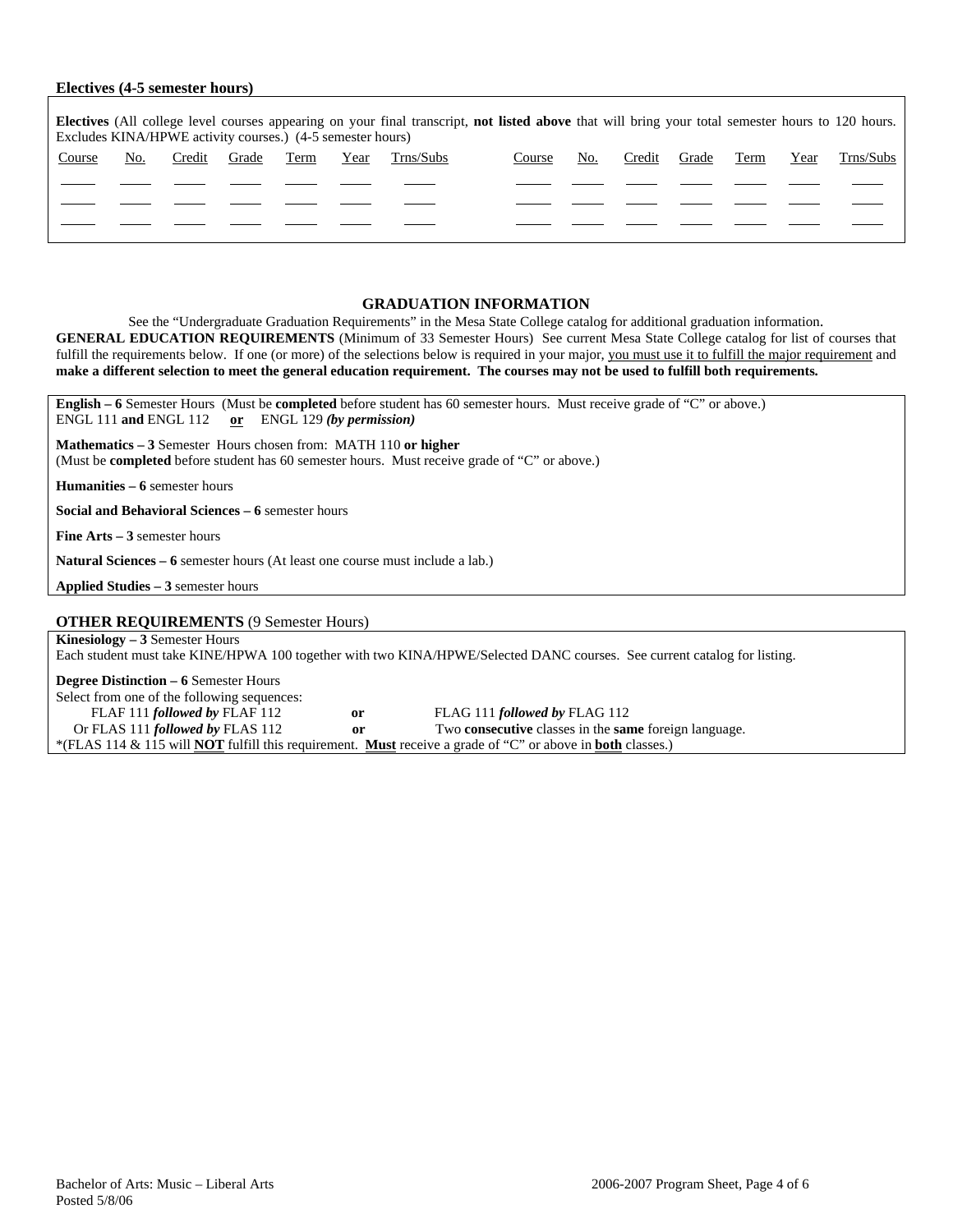### Electives (4-5 semester hours)

**Electives** (All college level courses appearing on your final transcript, **not listed above** that will bring your total semester hours to 120 hours. Excludes KINA/HPWE activity courses.) (4-5 semester hours)

| Course | No. | Credit | Grade | Term | Year | Trns/Subs | Course | No. | Credit | Grade | Term | Year | Trns/Subs |
|---|---|---|---|---|---|---|---|---|---|---|---|---|---|
| | | | | | | | | | | | | | |
| | | | | | | | | | | | | | |
| | | | | | | | | | | | | | |

## GRADUATION INFORMATION

See the "Undergraduate Graduation Requirements" in the Mesa State College catalog for additional graduation information.

**GENERAL EDUCATION REQUIREMENTS** (Minimum of 33 Semester Hours) See current Mesa State College catalog for list of courses that fulfill the requirements below. If one (or more) of the selections below is required in your major, you must use it to fulfill the major requirement and **make a different selection to meet the general education requirement. The courses may not be used to fulfill both requirements.**

**English – 6** Semester Hours (Must be **completed** before student has 60 semester hours. Must receive grade of "C" or above.)
ENGL 111 **and** ENGL 112 **or** ENGL 129 ***(by permission)***

**Mathematics – 3** Semester Hours chosen from: MATH 110 **or higher**
(Must be **completed** before student has 60 semester hours. Must receive grade of "C" or above.)

**Humanities – 6** semester hours

**Social and Behavioral Sciences – 6** semester hours

**Fine Arts – 3** semester hours

**Natural Sciences – 6** semester hours (At least one course must include a lab.)

**Applied Studies – 3** semester hours

**OTHER REQUIREMENTS** (9 Semester Hours)

**Kinesiology – 3** Semester Hours
Each student must take KINE/HPWA 100 together with two KINA/HPWE/Selected DANC courses. See current catalog for listing.

**Degree Distinction – 6** Semester Hours
Select from one of the following sequences:
FLAF 111 ***followed by*** FLAF 112 **or** FLAG 111 ***followed by*** FLAG 112
Or FLAS 111 ***followed by*** FLAS 112 **or** Two **consecutive** classes in the **same** foreign language.
*(FLAS 114 & 115 will **NOT** fulfill this requirement. **Must** receive a grade of "C" or above in **both** classes.)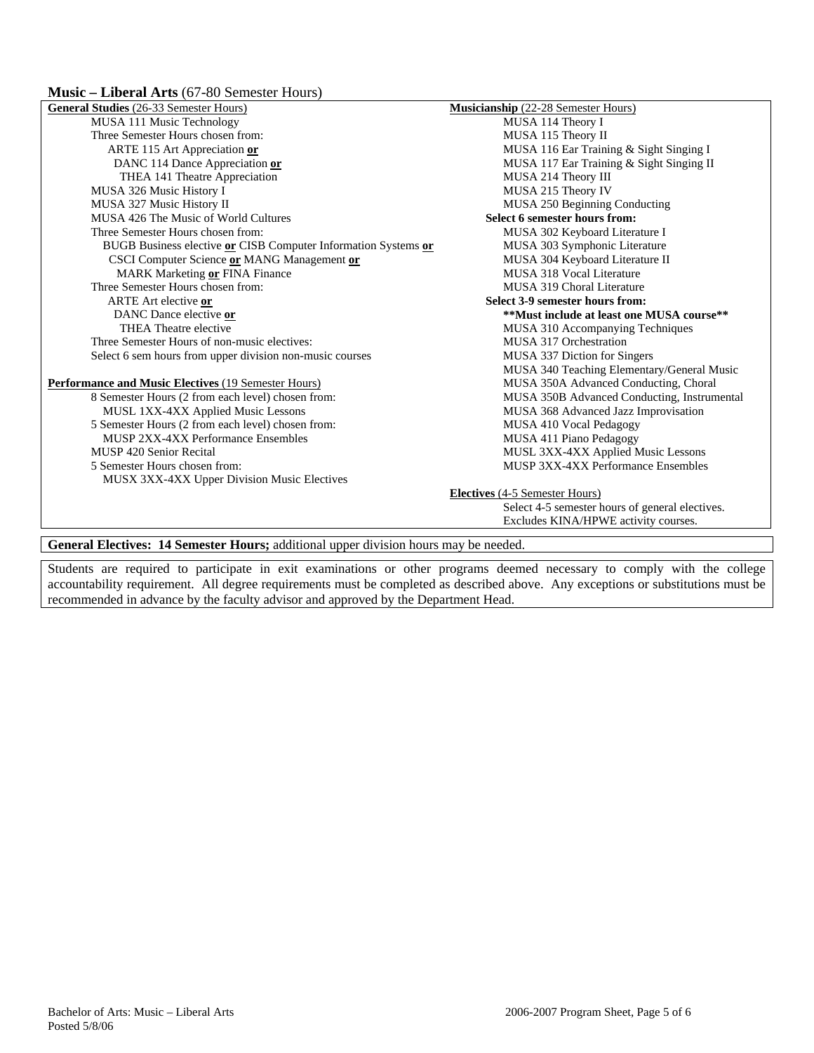## Music – Liberal Arts (67-80 Semester Hours)

**General Studies** (26-33 Semester Hours)

- MUSA 111 Music Technology
- Three Semester Hours chosen from:
  - ARTE 115 Art Appreciation **or**
  - DANC 114 Dance Appreciation **or**
  - THEA 141 Theatre Appreciation
- MUSA 326 Music History I
- MUSA 327 Music History II
- MUSA 426 The Music of World Cultures
- Three Semester Hours chosen from:
  - BUGB Business elective **or** CISB Computer Information Systems **or**
  - CSCI Computer Science **or** MANG Management **or**
  - MARK Marketing **or** FINA Finance
- Three Semester Hours chosen from:
  - ARTE Art elective **or**
  - DANC Dance elective **or**
  - THEA Theatre elective
- Three Semester Hours of non-music electives:
- Select 6 sem hours from upper division non-music courses

**Performance and Music Electives** (19 Semester Hours)

- 8 Semester Hours (2 from each level) chosen from:
  - MUSL 1XX-4XX Applied Music Lessons
- 5 Semester Hours (2 from each level) chosen from:
  - MUSP 2XX-4XX Performance Ensembles
- MUSP 420 Senior Recital
- 5 Semester Hours chosen from:
  - MUSX 3XX-4XX Upper Division Music Electives

**Musicianship** (22-28 Semester Hours)

- MUSA 114 Theory I
- MUSA 115 Theory II
- MUSA 116 Ear Training & Sight Singing I
- MUSA 117 Ear Training & Sight Singing II
- MUSA 214 Theory III
- MUSA 215 Theory IV
- MUSA 250 Beginning Conducting

**Select 6 semester hours from:**

- MUSA 302 Keyboard Literature I
- MUSA 303 Symphonic Literature
- MUSA 304 Keyboard Literature II
- MUSA 318 Vocal Literature
- MUSA 319 Choral Literature

**Select 3-9 semester hours from:**

**\*\*Must include at least one MUSA course\*\***

- MUSA 310 Accompanying Techniques
- MUSA 317 Orchestration
- MUSA 337 Diction for Singers
- MUSA 340 Teaching Elementary/General Music
- MUSA 350A Advanced Conducting, Choral
- MUSA 350B Advanced Conducting, Instrumental
- MUSA 368 Advanced Jazz Improvisation
- MUSA 410 Vocal Pedagogy
- MUSA 411 Piano Pedagogy
- MUSL 3XX-4XX Applied Music Lessons
- MUSP 3XX-4XX Performance Ensembles

**Electives** (4-5 Semester Hours)

- Select 4-5 semester hours of general electives. Excludes KINA/HPWE activity courses.

**General Electives: 14 Semester Hours;** additional upper division hours may be needed.

Students are required to participate in exit examinations or other programs deemed necessary to comply with the college accountability requirement. All degree requirements must be completed as described above. Any exceptions or substitutions must be recommended in advance by the faculty advisor and approved by the Department Head.

Bachelor of Arts: Music – Liberal Arts
Posted 5/8/06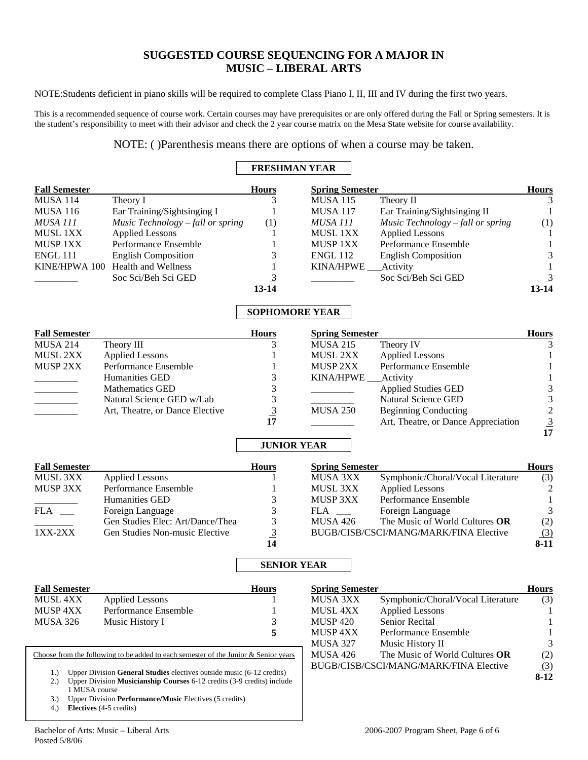# SUGGESTED COURSE SEQUENCING FOR A MAJOR IN MUSIC – LIBERAL ARTS

NOTE:Students deficient in piano skills will be required to complete Class Piano I, II, III and IV during the first two years.

This is a recommended sequence of course work. Certain courses may have prerequisites or are only offered during the Fall or Spring semesters. It is the student's responsibility to meet with their advisor and check the 2 year course matrix on the Mesa State website for course availability.

NOTE: ( )Parenthesis means there are options of when a course may be taken.

## FRESHMAN YEAR

| Fall Semester | | Hours | Spring Semester | | Hours |
|---|---|---|---|---|---|
| MUSA 114 | Theory I | 3 | MUSA 115 | Theory II | 3 |
| MUSA 116 | Ear Training/Sightsinging I | 1 | MUSA 117 | Ear Training/Sightsinging II | 1 |
| *MUSA 111* | *Music Technology – fall or spring* | (1) | *MUSA 111* | *Music Technology – fall or spring* | (1) |
| MUSL 1XX | Applied Lessons | 1 | MUSL 1XX | Applied Lessons | 1 |
| MUSP 1XX | Performance Ensemble | 1 | MUSP 1XX | Performance Ensemble | 1 |
| ENGL 111 | English Composition | 3 | ENGL 112 | English Composition | 3 |
| KINE/HPWA 100 | Health and Wellness | 1 | KINA/HPWE ___ | Activity | 1 |
| _________ | Soc Sci/Beh Sci GED | 3 | _________ | Soc Sci/Beh Sci GED | 3 |
| | | 13-14 | | | 13-14 |

## SOPHOMORE YEAR

| Fall Semester | | Hours | Spring Semester | | Hours |
|---|---|---|---|---|---|
| MUSA 214 | Theory III | 3 | MUSA 215 | Theory IV | 3 |
| MUSL 2XX | Applied Lessons | 1 | MUSL 2XX | Applied Lessons | 1 |
| MUSP 2XX | Performance Ensemble | 1 | MUSP 2XX | Performance Ensemble | 1 |
| _________ | Humanities GED | 3 | KINA/HPWE ___ | Activity | 1 |
| _________ | Mathematics GED | 3 | _________ | Applied Studies GED | 3 |
| _________ | Natural Science GED w/Lab | 3 | _________ | Natural Science GED | 3 |
| _________ | Art, Theatre, or Dance Elective | 3 | MUSA 250 | Beginning Conducting | 2 |
| | | 17 | _________ | Art, Theatre, or Dance Appreciation | 3 |
| | | | | | 17 |

## JUNIOR YEAR

| Fall Semester | | Hours | Spring Semester | | Hours |
|---|---|---|---|---|---|
| MUSL 3XX | Applied Lessons | 1 | MUSA 3XX | Symphonic/Choral/Vocal Literature | (3) |
| MUSP 3XX | Performance Ensemble | 1 | MUSL 3XX | Applied Lessons | 2 |
| _________ | Humanities GED | 3 | MUSP 3XX | Performance Ensemble | 1 |
| FLA ___ | Foreign Language | 3 | FLA ___ | Foreign Language | 3 |
| ________ | Gen Studies Elec: Art/Dance/Thea | 3 | MUSA 426 | The Music of World Cultures **OR** | (2) |
| 1XX-2XX | Gen Studies Non-music Elective | 3 | BUGB/CISB/CSCI/MANG/MARK/FINA Elective | | (3) |
| | | 14 | | | 8-11 |

## SENIOR YEAR

| Fall Semester | | Hours | Spring Semester | | Hours |
|---|---|---|---|---|---|
| MUSL 4XX | Applied Lessons | 1 | MUSA 3XX | Symphonic/Choral/Vocal Literature | (3) |
| MUSP 4XX | Performance Ensemble | 1 | MUSL 4XX | Applied Lessons | 1 |
| MUSA 326 | Music History I | 3 | MUSP 420 | Senior Recital | 1 |
| | | 5 | MUSP 4XX | Performance Ensemble | 1 |
| | | | MUSA 327 | Music History II | 3 |
| | | | MUSA 426 | The Music of World Cultures **OR** | (2) |
| | | | BUGB/CISB/CSCI/MANG/MARK/FINA Elective | | (3) |
| | | | | | 8-12 |

Choose from the following to be added to each semester of the Junior & Senior years

1.) Upper Division **General Studies** electives outside music (6-12 credits)
2.) Upper Division **Musicianship Courses** 6-12 credits (3-9 credits) include 1 MUSA course
3.) Upper Division **Performance/Music** Electives (5 credits)
4.) **Electives** (4-5 credits)

Bachelor of Arts: Music – Liberal Arts
Posted 5/8/06